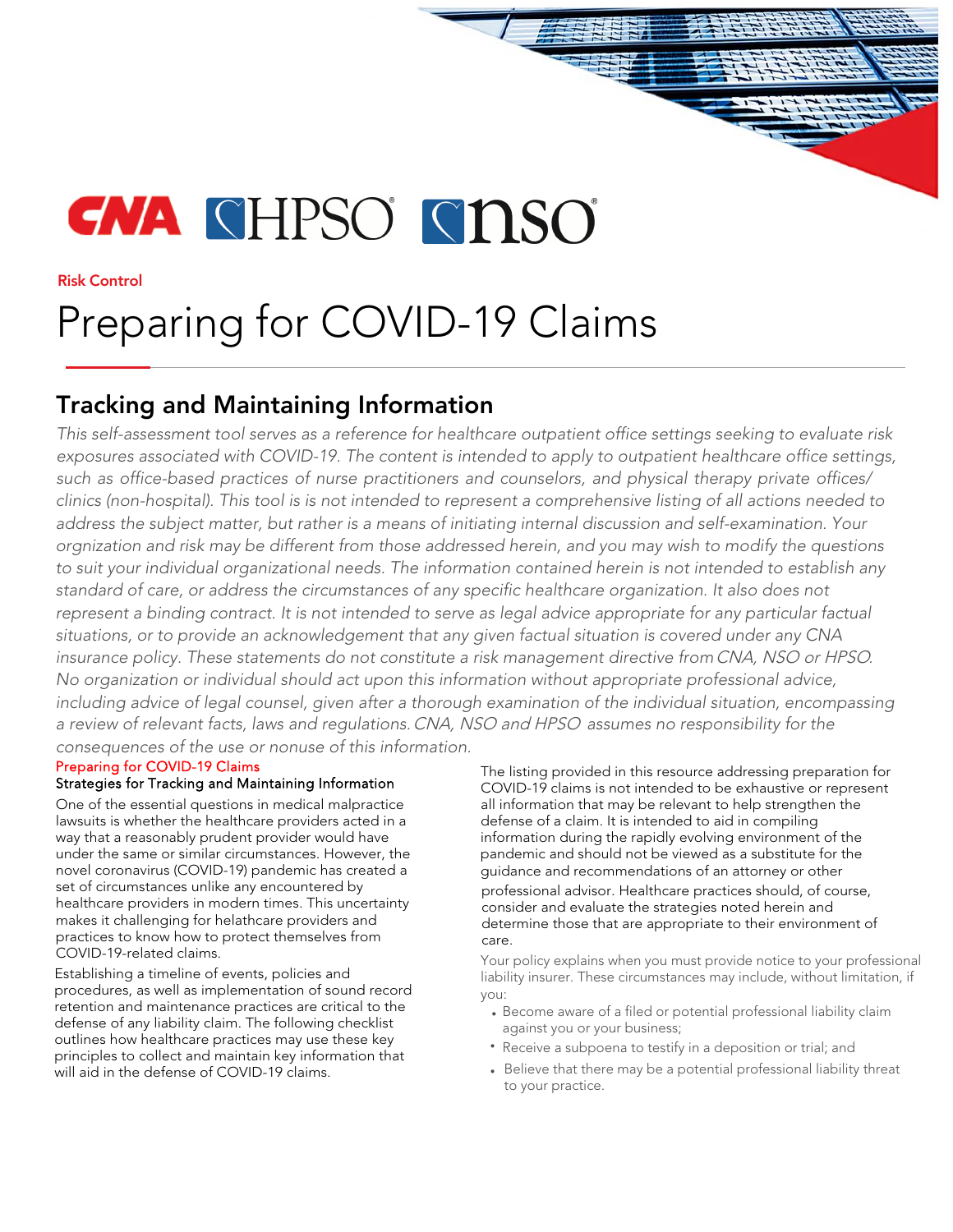CNA HPSO NSO

Risk Control

# Preparing for COVID-19 Claims

## Tracking and Maintaining Information

*This self-assessment tool serves as a reference for healthcare outpatient office settings seeking to evaluate risk exposures associated with COVID-19. The content is intended to apply to outpatient healthcare office settings, such as office-based practices of nurse practitioners and counselors, and physical therapy private offices/ clinics (non-hospital). This tool is is not intended to represent a comprehensive listing of all actions needed to address the subject matter, but rather is a means of initiating internal discussion and self-examination. Your orgnization and risk may be different from those addressed herein, and you may wish to modify the questions to suit your individual organizational needs. The information contained herein is not intended to establish any standard of care, or address the circumstances of any specific healthcare organization. It also does not represent a binding contract. It is not intended to serve as legal advice appropriate for any particular factual situations, or to provide an acknowledgement that any given factual situation is covered under any CNA insurance policy. These statements do not constitute a risk management directive from CNA, NSO or HPSO. No organization or individual should act upon this information without appropriate professional advice, including advice of legal counsel, given after a thorough examination of the individual situation, encompassing a review of relevant facts, laws and regulations. CNA, NSO and HPSO assumes no responsibility for the consequences of the use or nonuse of this information.*

Preparing for COVID-19 Claims

### Strategies for Tracking and Maintaining Information

One of the essential questions in medical malpractice lawsuits is whether the healthcare providers acted in a way that a reasonably prudent provider would have under the same or similar circumstances. However, the novel coronavirus (COVID-19) pandemic has created a set of circumstances unlike any encountered by healthcare providers in modern times. This uncertainty makes it challenging for helathcare providers and practices to know how to protect themselves from COVID-19-related claims.

Establishing a timeline of events, policies and procedures, as well as implementation of sound record retention and maintenance practices are critical to the defense of any liability claim. The following checklist outlines how healthcare practices may use these key principles to collect and maintain key information that will aid in the defense of COVID-19 claims.

The listing provided in this resource addressing preparation for COVID-19 claims is not intended to be exhaustive or represent all information that may be relevant to help strengthen the defense of a claim. It is intended to aid in compiling information during the rapidly evolving environment of the pandemic and should not be viewed as a substitute for the guidance and recommendations of an attorney or other professional advisor. Healthcare practices should, of course, consider and evaluate the strategies noted herein and determine those that are appropriate to their environment of care.

Your policy explains when you must provide notice to your professional liability insurer. These circumstances may include, without limitation, if you:

- Become aware of a filed or potential professional liability claim against you or your business;
- Receive a subpoena to testify in a deposition or trial; and
- Believe that there may be a potential professional liability threat to your practice.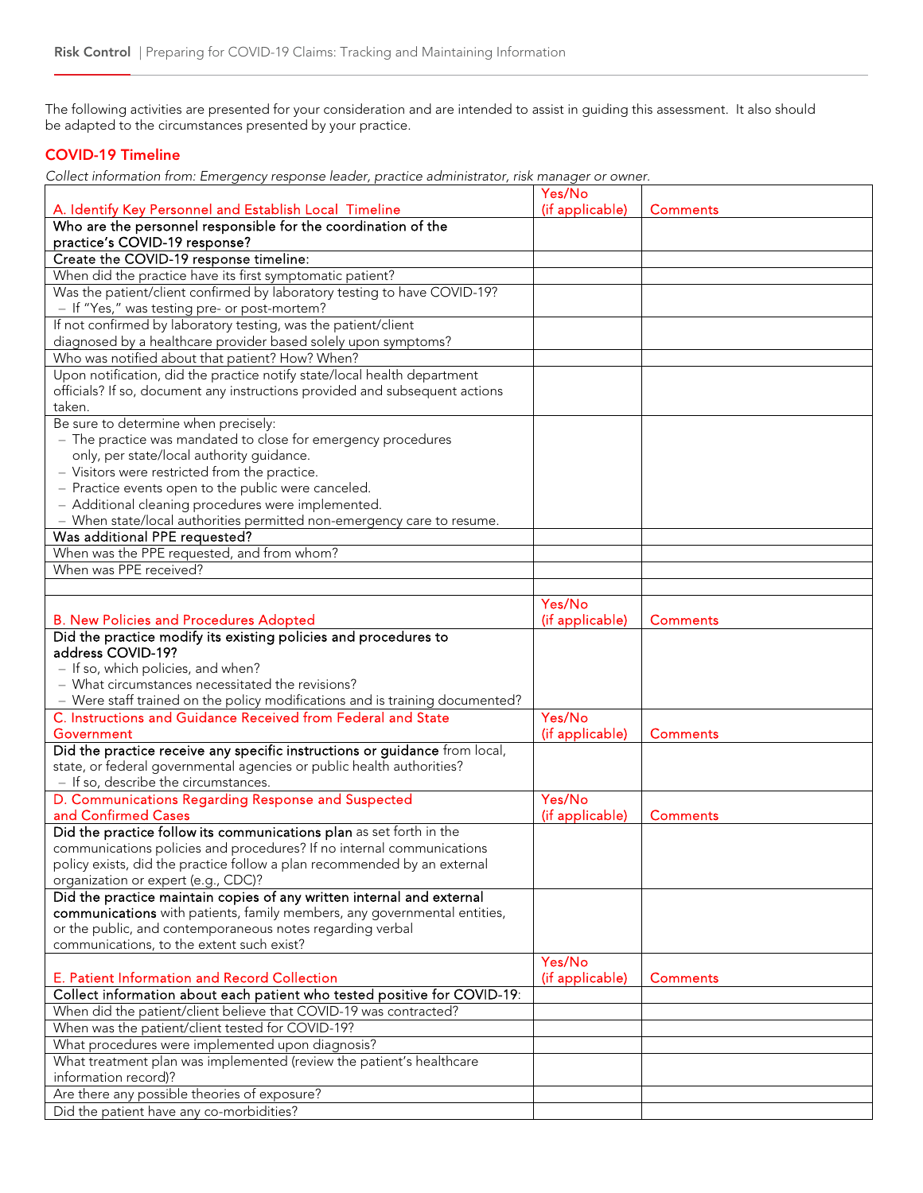The following activities are presented for your consideration and are intended to assist in guiding this assessment. It also should be adapted to the circumstances presented by your practice.

## COVID-19 Timeline

*Collect information from: Emergency response leader, practice administrator, risk manager or owner.*

| A. Identify Key Personnel and Establish Local Timeline | Yes/No (if applicable) | Comments |
|---|---|---|
| **Who are the personnel responsible for the coordination of the practice's COVID-19 response?** | | |
| **Create the COVID-19 response timeline:** | | |
| When did the practice have its first symptomatic patient? | | |
| Was the patient/client confirmed by laboratory testing to have COVID-19?<br>– If "Yes," was testing pre- or post-mortem? | | |
| If not confirmed by laboratory testing, was the patient/client diagnosed by a healthcare provider based solely upon symptoms? | | |
| Who was notified about that patient? How? When? | | |
| Upon notification, did the practice notify state/local health department officials? If so, document any instructions provided and subsequent actions taken. | | |
| Be sure to determine when precisely:<br>– The practice was mandated to close for emergency procedures only, per state/local authority guidance.<br>– Visitors were restricted from the practice.<br>– Practice events open to the public were canceled.<br>– Additional cleaning procedures were implemented.<br>– When state/local authorities permitted non-emergency care to resume. | | |
| **Was additional PPE requested?** | | |
| When was the PPE requested, and from whom? | | |
| When was PPE received? | | |
| | | |

| B. New Policies and Procedures Adopted | Yes/No (if applicable) | Comments |
|---|---|---|
| **Did the practice modify its existing policies and procedures to address COVID-19?**<br>– If so, which policies, and when?<br>– What circumstances necessitated the revisions?<br>– Were staff trained on the policy modifications and is training documented? | | |

| C. Instructions and Guidance Received from Federal and State Government | Yes/No (if applicable) | Comments |
|---|---|---|
| **Did the practice receive any specific instructions or guidance** from local, state, or federal governmental agencies or public health authorities?<br>– If so, describe the circumstances. | | |

| D. Communications Regarding Response and Suspected and Confirmed Cases | Yes/No (if applicable) | Comments |
|---|---|---|
| **Did the practice follow its communications plan** as set forth in the communications policies and procedures? If no internal communications policy exists, did the practice follow a plan recommended by an external organization or expert (e.g., CDC)? | | |
| **Did the practice maintain copies of any written internal and external communications** with patients, family members, any governmental entities, or the public, and contemporaneous notes regarding verbal communications, to the extent such exist? | | |

| E. Patient Information and Record Collection | Yes/No (if applicable) | Comments |
|---|---|---|
| **Collect information about each patient who tested positive for COVID-19:** | | |
| When did the patient/client believe that COVID-19 was contracted? | | |
| When was the patient/client tested for COVID-19? | | |
| What procedures were implemented upon diagnosis? | | |
| What treatment plan was implemented (review the patient's healthcare information record)? | | |
| Are there any possible theories of exposure? | | |
| Did the patient have any co-morbidities? | | |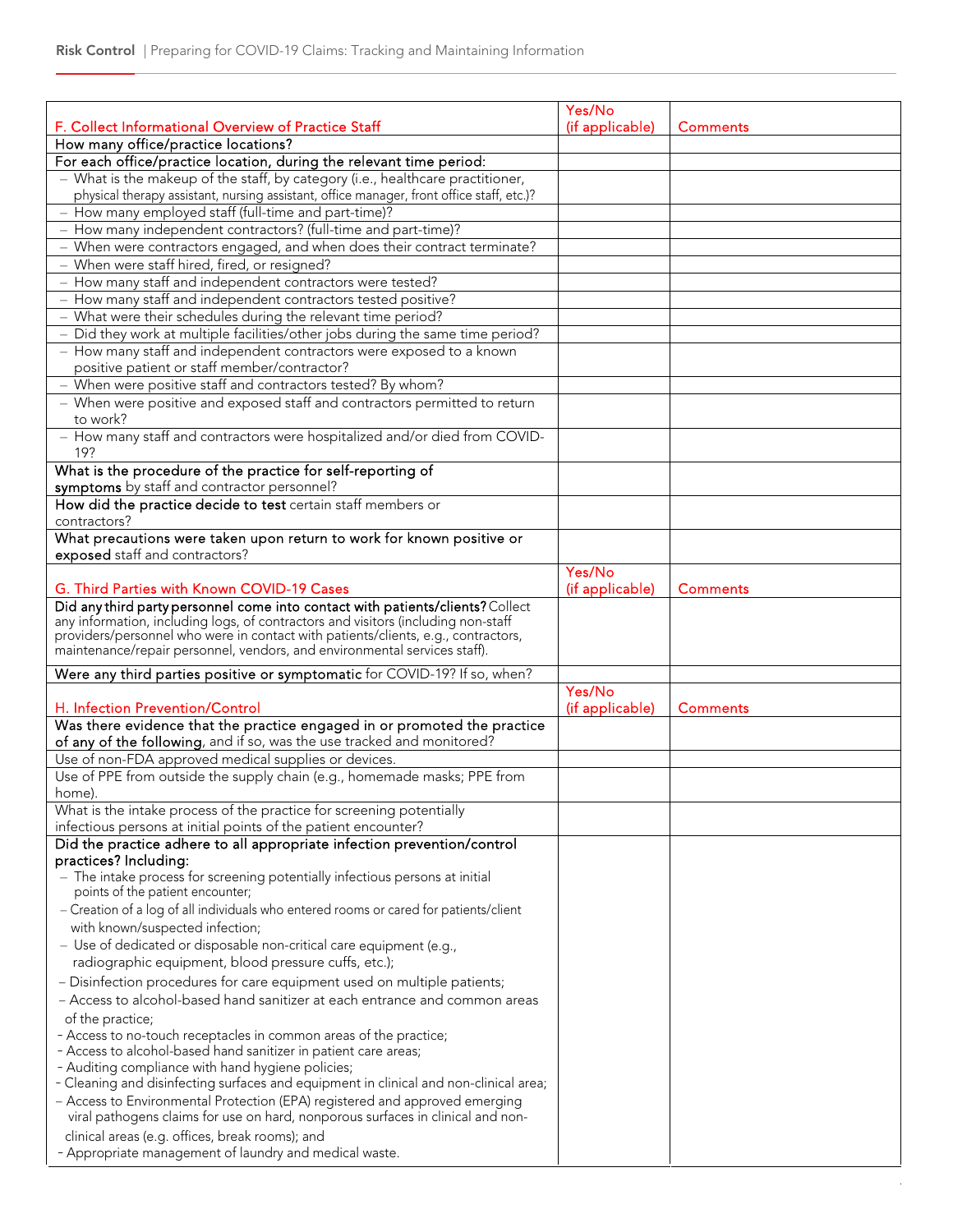| F. Collect Informational Overview of Practice Staff | Yes/No (if applicable) | Comments |
|---|---|---|
| How many office/practice locations? | | |
| For each office/practice location, during the relevant time period: | | |
| – What is the makeup of the staff, by category (i.e., healthcare practitioner, physical therapy assistant, nursing assistant, office manager, front office staff, etc.)? | | |
| – How many employed staff (full-time and part-time)? | | |
| – How many independent contractors? (full-time and part-time)? | | |
| – When were contractors engaged, and when does their contract terminate? | | |
| – When were staff hired, fired, or resigned? | | |
| – How many staff and independent contractors were tested? | | |
| – How many staff and independent contractors tested positive? | | |
| – What were their schedules during the relevant time period? | | |
| – Did they work at multiple facilities/other jobs during the same time period? | | |
| – How many staff and independent contractors were exposed to a known positive patient or staff member/contractor? | | |
| – When were positive staff and contractors tested? By whom? | | |
| – When were positive and exposed staff and contractors permitted to return to work? | | |
| – How many staff and contractors were hospitalized and/or died from COVID-19? | | |
| **What is the procedure of the practice for self-reporting of symptoms** by staff and contractor personnel? | | |
| **How did the practice decide to test** certain staff members or contractors? | | |
| **What precautions were taken upon return to work for known positive or exposed** staff and contractors? | | |

| G. Third Parties with Known COVID-19 Cases | Yes/No (if applicable) | Comments |
|---|---|---|
| **Did any third party personnel come into contact with patients/clients?** Collect any information, including logs, of contractors and visitors (including non-staff providers/personnel who were in contact with patients/clients, e.g., contractors, maintenance/repair personnel, vendors, and environmental services staff). | | |
| **Were any third parties positive or symptomatic** for COVID-19? If so, when? | | |

| H. Infection Prevention/Control | Yes/No (if applicable) | Comments |
|---|---|---|
| **Was there evidence that the practice engaged in or promoted the practice of any of the following**, and if so, was the use tracked and monitored? | | |
| Use of non-FDA approved medical supplies or devices. | | |
| Use of PPE from outside the supply chain (e.g., homemade masks; PPE from home). | | |
| What is the intake process of the practice for screening potentially infectious persons at initial points of the patient encounter? | | |
| **Did the practice adhere to all appropriate infection prevention/control practices? Including:**<br>– The intake process for screening potentially infectious persons at initial points of the patient encounter;<br>– Creation of a log of all individuals who entered rooms or cared for patients/client with known/suspected infection;<br>– Use of dedicated or disposable non-critical care equipment (e.g., radiographic equipment, blood pressure cuffs, etc.);<br>– Disinfection procedures for care equipment used on multiple patients;<br>– Access to alcohol-based hand sanitizer at each entrance and common areas of the practice;<br>- Access to no-touch receptacles in common areas of the practice;<br>- Access to alcohol-based hand sanitizer in patient care areas;<br>- Auditing compliance with hand hygiene policies;<br>- Cleaning and disinfecting surfaces and equipment in clinical and non-clinical area;<br>– Access to Environmental Protection (EPA) registered and approved emerging viral pathogens claims for use on hard, nonporous surfaces in clinical and non-clinical areas (e.g. offices, break rooms); and<br>- Appropriate management of laundry and medical waste. | | |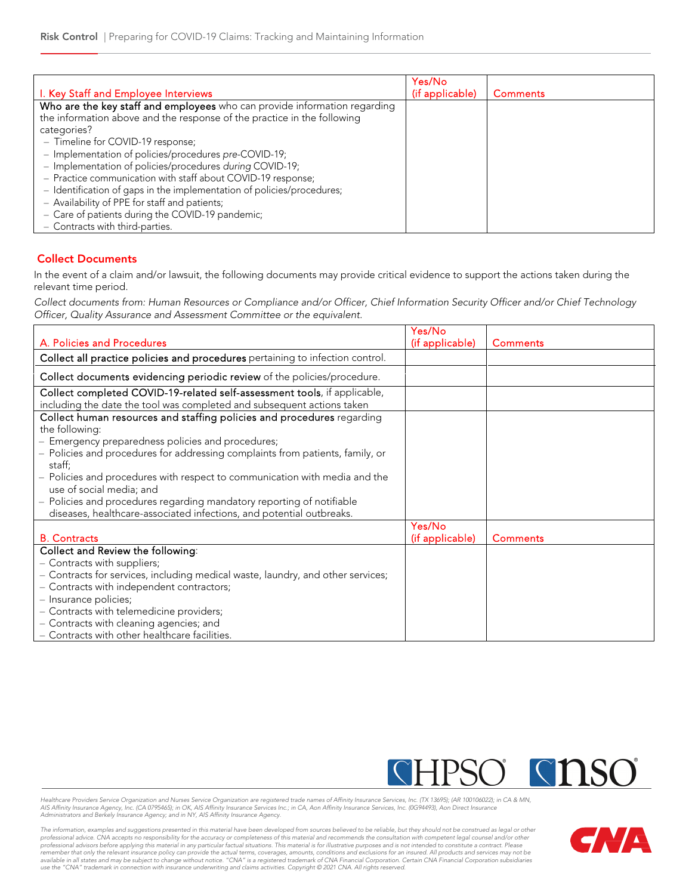| I. Key Staff and Employee Interviews | Yes/No (if applicable) | Comments |
|---|---|---|
| **Who are the key staff and employees** who can provide information regarding the information above and the response of the practice in the following categories?<br>– Timeline for COVID-19 response;<br>– Implementation of policies/procedures *pre*-COVID-19;<br>– Implementation of policies/procedures *during* COVID-19;<br>– Practice communication with staff about COVID-19 response;<br>– Identification of gaps in the implementation of policies/procedures;<br>– Availability of PPE for staff and patients;<br>– Care of patients during the COVID-19 pandemic;<br>– Contracts with third-parties. | | |

## Collect Documents

In the event of a claim and/or lawsuit, the following documents may provide critical evidence to support the actions taken during the relevant time period.

*Collect documents from: Human Resources or Compliance and/or Officer, Chief Information Security Officer and/or Chief Technology Officer, Quality Assurance and Assessment Committee or the equivalent.*

| A. Policies and Procedures | Yes/No (if applicable) | Comments |
|---|---|---|
| **Collect all practice policies and procedures** pertaining to infection control. | | |
| **Collect documents evidencing periodic review** of the policies/procedure. | | |
| **Collect completed COVID-19-related self-assessment tools**, if applicable, including the date the tool was completed and subsequent actions taken | | |
| **Collect human resources and staffing policies and procedures** regarding the following:<br>– Emergency preparedness policies and procedures;<br>– Policies and procedures for addressing complaints from patients, family, or staff;<br>– Policies and procedures with respect to communication with media and the use of social media; and<br>– Policies and procedures regarding mandatory reporting of notifiable diseases, healthcare-associated infections, and potential outbreaks. | | |
| **B. Contracts** | **Yes/No (if applicable)** | **Comments** |
| **Collect and Review the following**:<br>– Contracts with suppliers;<br>– Contracts for services, including medical waste, laundry, and other services;<br>– Contracts with independent contractors;<br>– Insurance policies;<br>– Contracts with telemedicine providers;<br>– Contracts with cleaning agencies; and<br>– Contracts with other healthcare facilities. | | |

HPSO® nso®

*Healthcare Providers Service Organization and Nurses Service Organization are registered trade names of Affinity Insurance Services, Inc. (TX 13695); (AR 100106022); in CA & MN, AIS Affinity Insurance Agency, Inc. (CA 0795465); in OK, AIS Affinity Insurance Services Inc.; in CA, Aon Affinity Insurance Services, Inc. (0G94493), Aon Direct Insurance Administrators and Berkely Insurance Agency; and in NY, AIS Affinity Insurance Agency.*

*The information, examples and suggestions presented in this material have been developed from sources believed to be reliable, but they should not be construed as legal or other professional advice. CNA accepts no responsibility for the accuracy or completeness of this material and recommends the consultation with competent legal counsel and/or other professional advisors before applying this material in any particular factual situations. This material is for illustrative purposes and is not intended to constitute a contract. Please remember that only the relevant insurance policy can provide the actual terms, coverages, amounts, conditions and exclusions for an insured. All products and services may not be available in all states and may be subject to change without notice. "CNA" is a registered trademark of CNA Financial Corporation. Certain CNA Financial Corporation subsidiaries use the "CNA" trademark in connection with insurance underwriting and claims activities. Copyright © 2021 CNA. All rights reserved.*

CNA